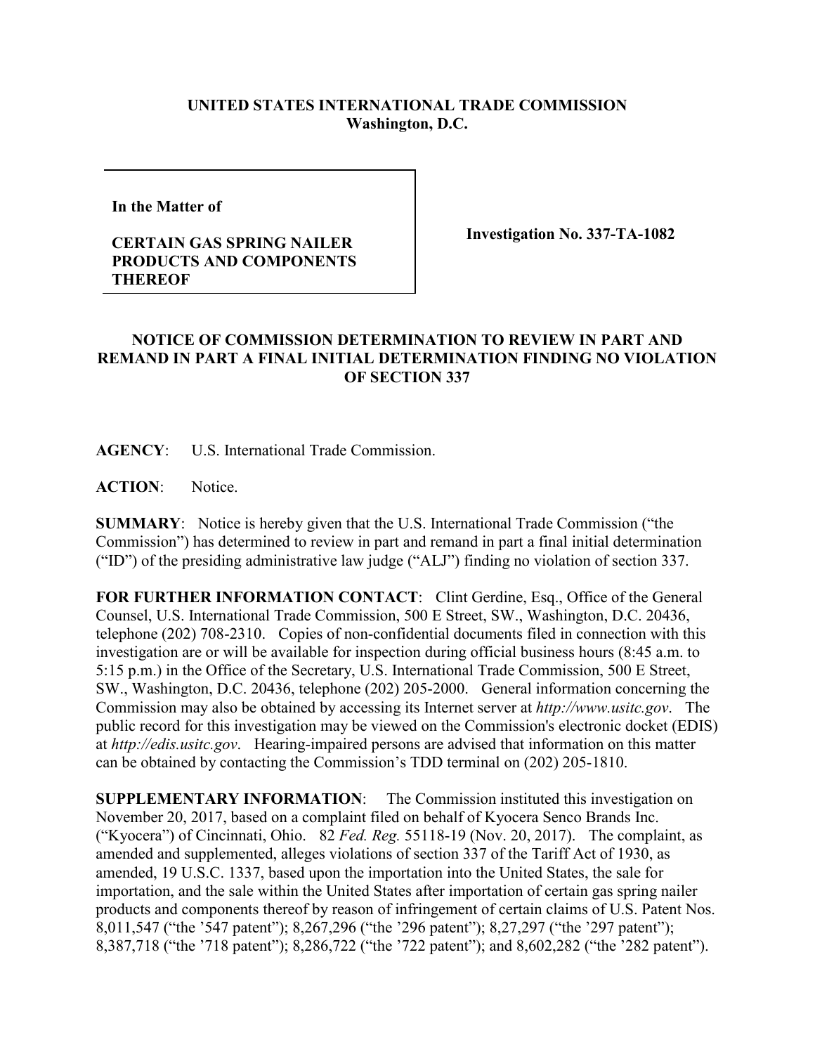**UNITED STATES INTERNATIONAL TRADE COMMISSION**
**Washington, D.C.**

**In the Matter of**

**CERTAIN GAS SPRING NAILER PRODUCTS AND COMPONENTS THEREOF**

**Investigation No. 337-TA-1082**

**NOTICE OF COMMISSION DETERMINATION TO REVIEW IN PART AND REMAND IN PART A FINAL INITIAL DETERMINATION FINDING NO VIOLATION OF SECTION 337**

**AGENCY**: U.S. International Trade Commission.

**ACTION**: Notice.

**SUMMARY**: Notice is hereby given that the U.S. International Trade Commission ("the Commission") has determined to review in part and remand in part a final initial determination ("ID") of the presiding administrative law judge ("ALJ") finding no violation of section 337.

**FOR FURTHER INFORMATION CONTACT**: Clint Gerdine, Esq., Office of the General Counsel, U.S. International Trade Commission, 500 E Street, SW., Washington, D.C. 20436, telephone (202) 708-2310. Copies of non-confidential documents filed in connection with this investigation are or will be available for inspection during official business hours (8:45 a.m. to 5:15 p.m.) in the Office of the Secretary, U.S. International Trade Commission, 500 E Street, SW., Washington, D.C. 20436, telephone (202) 205-2000. General information concerning the Commission may also be obtained by accessing its Internet server at *http://www.usitc.gov*. The public record for this investigation may be viewed on the Commission's electronic docket (EDIS) at *http://edis.usitc.gov*. Hearing-impaired persons are advised that information on this matter can be obtained by contacting the Commission's TDD terminal on (202) 205-1810.

**SUPPLEMENTARY INFORMATION**: The Commission instituted this investigation on November 20, 2017, based on a complaint filed on behalf of Kyocera Senco Brands Inc. ("Kyocera") of Cincinnati, Ohio. 82 *Fed. Reg.* 55118-19 (Nov. 20, 2017). The complaint, as amended and supplemented, alleges violations of section 337 of the Tariff Act of 1930, as amended, 19 U.S.C. 1337, based upon the importation into the United States, the sale for importation, and the sale within the United States after importation of certain gas spring nailer products and components thereof by reason of infringement of certain claims of U.S. Patent Nos. 8,011,547 ("the '547 patent"); 8,267,296 ("the '296 patent"); 8,27,297 ("the '297 patent"); 8,387,718 ("the '718 patent"); 8,286,722 ("the '722 patent"); and 8,602,282 ("the '282 patent").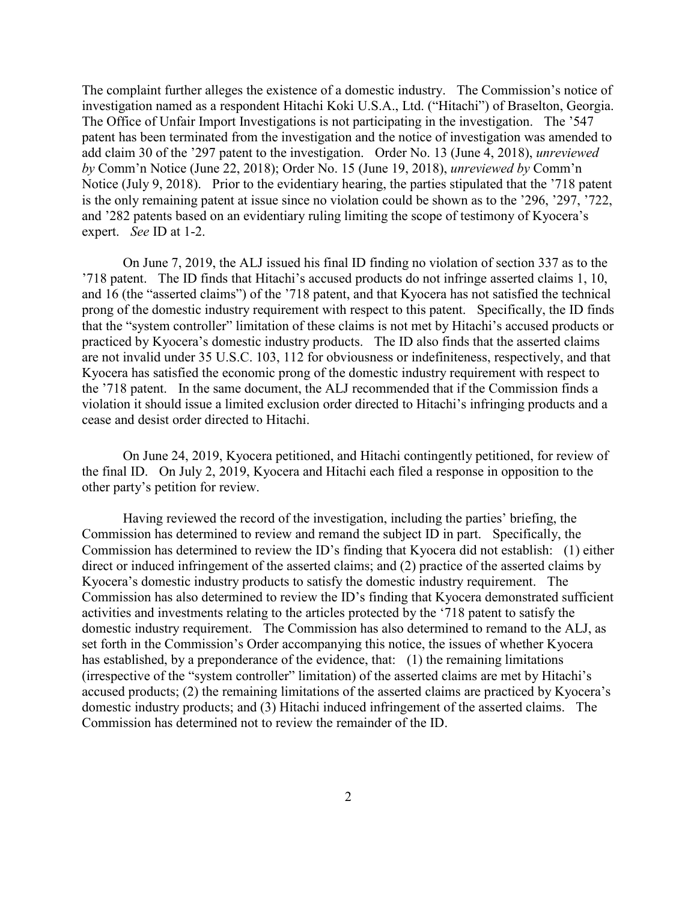The complaint further alleges the existence of a domestic industry. The Commission's notice of investigation named as a respondent Hitachi Koki U.S.A., Ltd. ("Hitachi") of Braselton, Georgia. The Office of Unfair Import Investigations is not participating in the investigation. The '547 patent has been terminated from the investigation and the notice of investigation was amended to add claim 30 of the '297 patent to the investigation. Order No. 13 (June 4, 2018), *unreviewed by* Comm'n Notice (June 22, 2018); Order No. 15 (June 19, 2018), *unreviewed by* Comm'n Notice (July 9, 2018). Prior to the evidentiary hearing, the parties stipulated that the '718 patent is the only remaining patent at issue since no violation could be shown as to the '296, '297, '722, and '282 patents based on an evidentiary ruling limiting the scope of testimony of Kyocera's expert. *See* ID at 1-2.

On June 7, 2019, the ALJ issued his final ID finding no violation of section 337 as to the '718 patent. The ID finds that Hitachi's accused products do not infringe asserted claims 1, 10, and 16 (the "asserted claims") of the '718 patent, and that Kyocera has not satisfied the technical prong of the domestic industry requirement with respect to this patent. Specifically, the ID finds that the "system controller" limitation of these claims is not met by Hitachi's accused products or practiced by Kyocera's domestic industry products. The ID also finds that the asserted claims are not invalid under 35 U.S.C. 103, 112 for obviousness or indefiniteness, respectively, and that Kyocera has satisfied the economic prong of the domestic industry requirement with respect to the '718 patent. In the same document, the ALJ recommended that if the Commission finds a violation it should issue a limited exclusion order directed to Hitachi's infringing products and a cease and desist order directed to Hitachi.

On June 24, 2019, Kyocera petitioned, and Hitachi contingently petitioned, for review of the final ID. On July 2, 2019, Kyocera and Hitachi each filed a response in opposition to the other party's petition for review.

Having reviewed the record of the investigation, including the parties' briefing, the Commission has determined to review and remand the subject ID in part. Specifically, the Commission has determined to review the ID's finding that Kyocera did not establish: (1) either direct or induced infringement of the asserted claims; and (2) practice of the asserted claims by Kyocera's domestic industry products to satisfy the domestic industry requirement. The Commission has also determined to review the ID's finding that Kyocera demonstrated sufficient activities and investments relating to the articles protected by the '718 patent to satisfy the domestic industry requirement. The Commission has also determined to remand to the ALJ, as set forth in the Commission's Order accompanying this notice, the issues of whether Kyocera has established, by a preponderance of the evidence, that: (1) the remaining limitations (irrespective of the "system controller" limitation) of the asserted claims are met by Hitachi's accused products; (2) the remaining limitations of the asserted claims are practiced by Kyocera's domestic industry products; and (3) Hitachi induced infringement of the asserted claims. The Commission has determined not to review the remainder of the ID.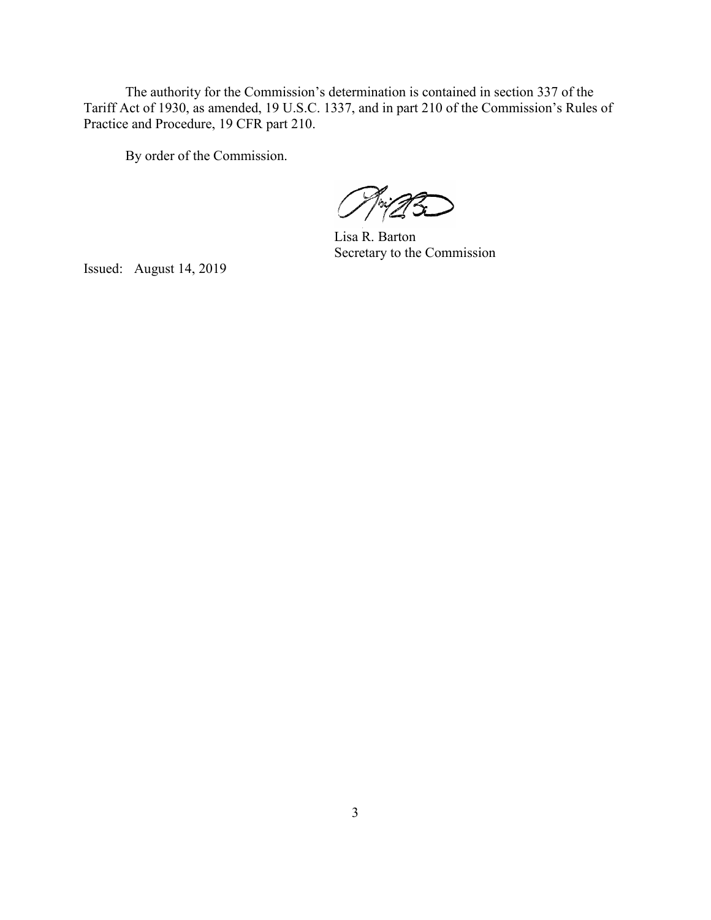The authority for the Commission's determination is contained in section 337 of the Tariff Act of 1930, as amended, 19 U.S.C. 1337, and in part 210 of the Commission's Rules of Practice and Procedure, 19 CFR part 210.

By order of the Commission.

Lisa R. Barton
Secretary to the Commission

Issued: August 14, 2019